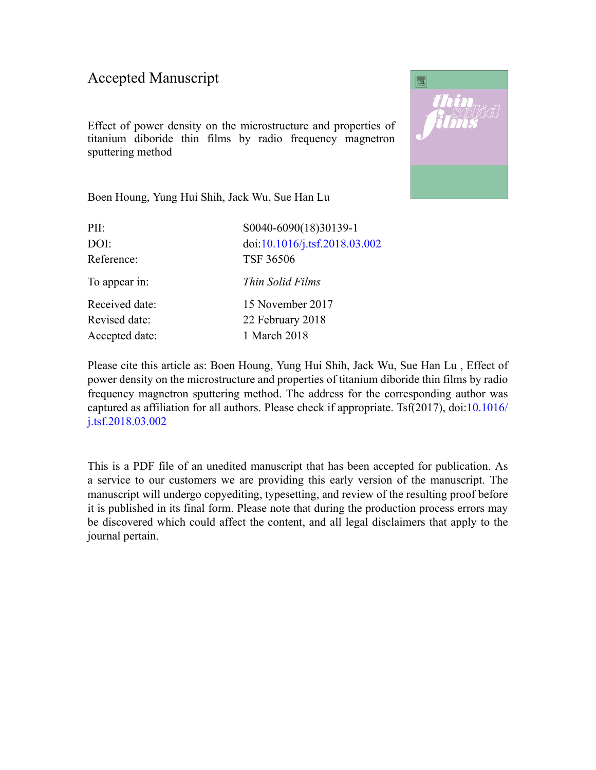# Accepted Manuscript

Effect of power density on the microstructure and properties of titanium diboride thin films by radio frequency magnetron sputtering method

Boen Houng, Yung Hui Shih, Jack Wu, Sue Han Lu

| | |
|---|---|
| PII: | S0040-6090(18)30139-1 |
| DOI: | doi:10.1016/j.tsf.2018.03.002 |
| Reference: | TSF 36506 |
| To appear in: | *Thin Solid Films* |
| Received date: | 15 November 2017 |
| Revised date: | 22 February 2018 |
| Accepted date: | 1 March 2018 |

Please cite this article as: Boen Houng, Yung Hui Shih, Jack Wu, Sue Han Lu , Effect of power density on the microstructure and properties of titanium diboride thin films by radio frequency magnetron sputtering method. The address for the corresponding author was captured as affiliation for all authors. Please check if appropriate. Tsf(2017), doi:10.1016/j.tsf.2018.03.002

This is a PDF file of an unedited manuscript that has been accepted for publication. As a service to our customers we are providing this early version of the manuscript. The manuscript will undergo copyediting, typesetting, and review of the resulting proof before it is published in its final form. Please note that during the production process errors may be discovered which could affect the content, and all legal disclaimers that apply to the journal pertain.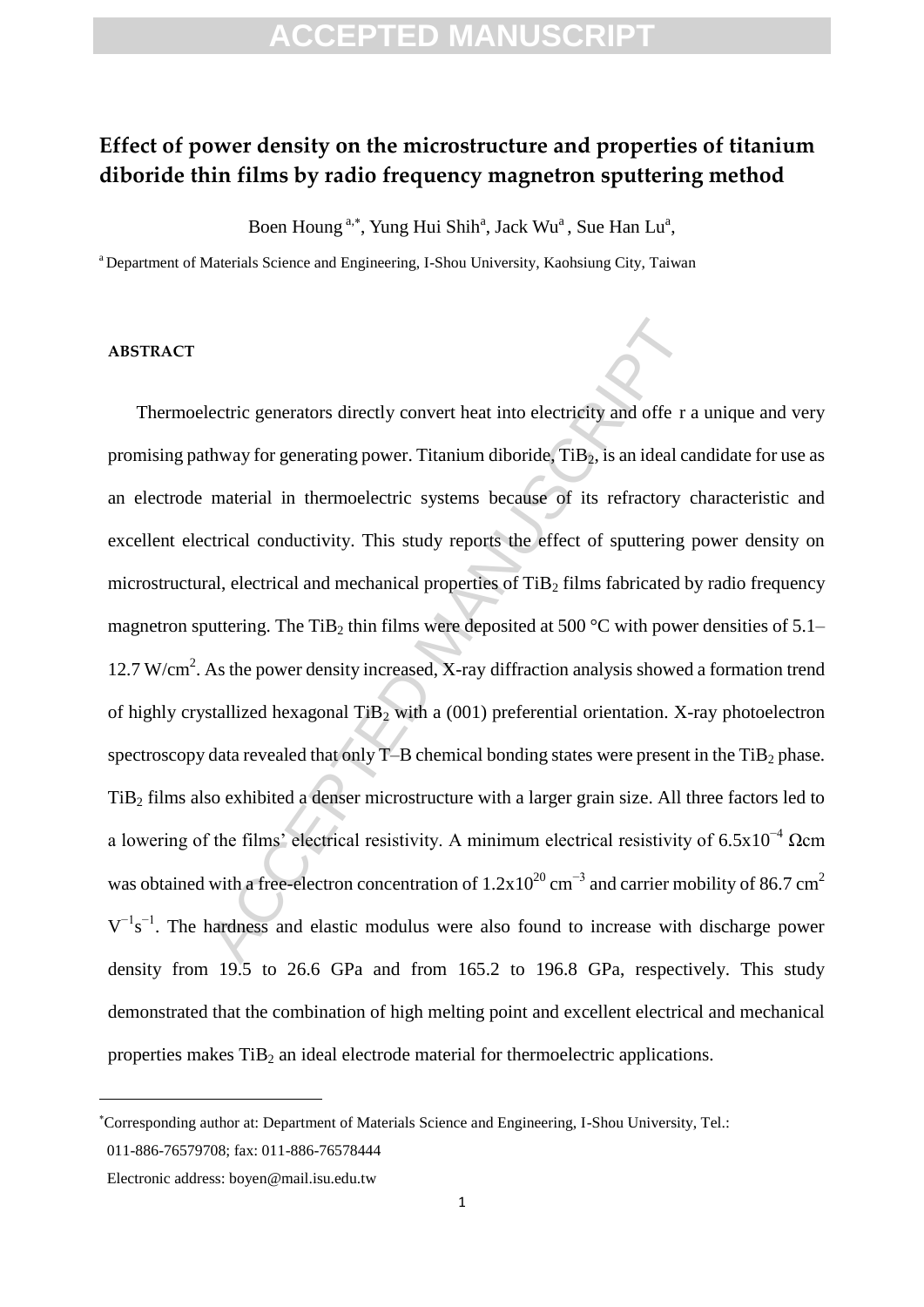# Effect of power density on the microstructure and properties of titanium diboride thin films by radio frequency magnetron sputtering method

Boen Houng [a,*], Yung Hui Shih[a], Jack Wu[a], Sue Han Lu[a],

[a] Department of Materials Science and Engineering, I-Shou University, Kaohsiung City, Taiwan

#### ABSTRACT

Thermoelectric generators directly convert heat into electricity and offe r a unique and very promising pathway for generating power. Titanium diboride, $TiB_2$, is an ideal candidate for use as an electrode material in thermoelectric systems because of its refractory characteristic and excellent electrical conductivity. This study reports the effect of sputtering power density on microstructural, electrical and mechanical properties of $TiB_2$ films fabricated by radio frequency magnetron sputtering. The $TiB_2$ thin films were deposited at 500 °C with power densities of 5.1–12.7 W/cm$^2$. As the power density increased, X-ray diffraction analysis showed a formation trend of highly crystallized hexagonal $TiB_2$ with a (001) preferential orientation. X-ray photoelectron spectroscopy data revealed that only T–B chemical bonding states were present in the $TiB_2$ phase. $TiB_2$ films also exhibited a denser microstructure with a larger grain size. All three factors led to a lowering of the films' electrical resistivity. A minimum electrical resistivity of $6.5 \times 10^{-4}$ Ωcm was obtained with a free-electron concentration of $1.2 \times 10^{20}$ cm$^{-3}$ and carrier mobility of 86.7 cm$^2$ V$^{-1}$s$^{-1}$. The hardness and elastic modulus were also found to increase with discharge power density from 19.5 to 26.6 GPa and from 165.2 to 196.8 GPa, respectively. This study demonstrated that the combination of high melting point and excellent electrical and mechanical properties makes $TiB_2$ an ideal electrode material for thermoelectric applications.

---

[*] Corresponding author at: Department of Materials Science and Engineering, I-Shou University, Tel.: 011-886-76579708; fax: 011-886-76578444

Electronic address: boyen@mail.isu.edu.tw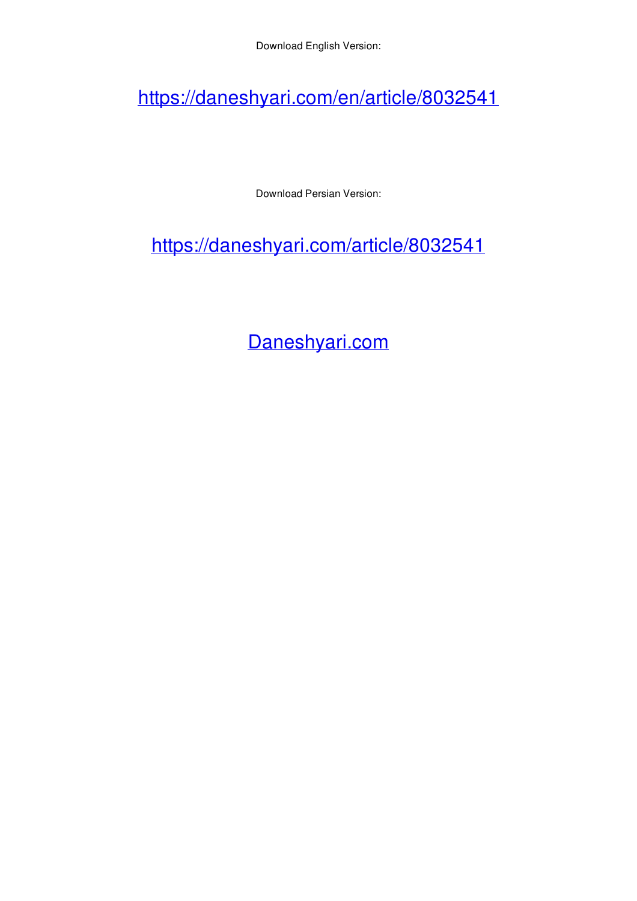Download English Version:

[https://daneshyari.com/en/article/8032541](https://daneshyari.com/en/article/8032541)

Download Persian Version:

[https://daneshyari.com/article/8032541](https://daneshyari.com/article/8032541)

[Daneshyari.com](https://daneshyari.com)